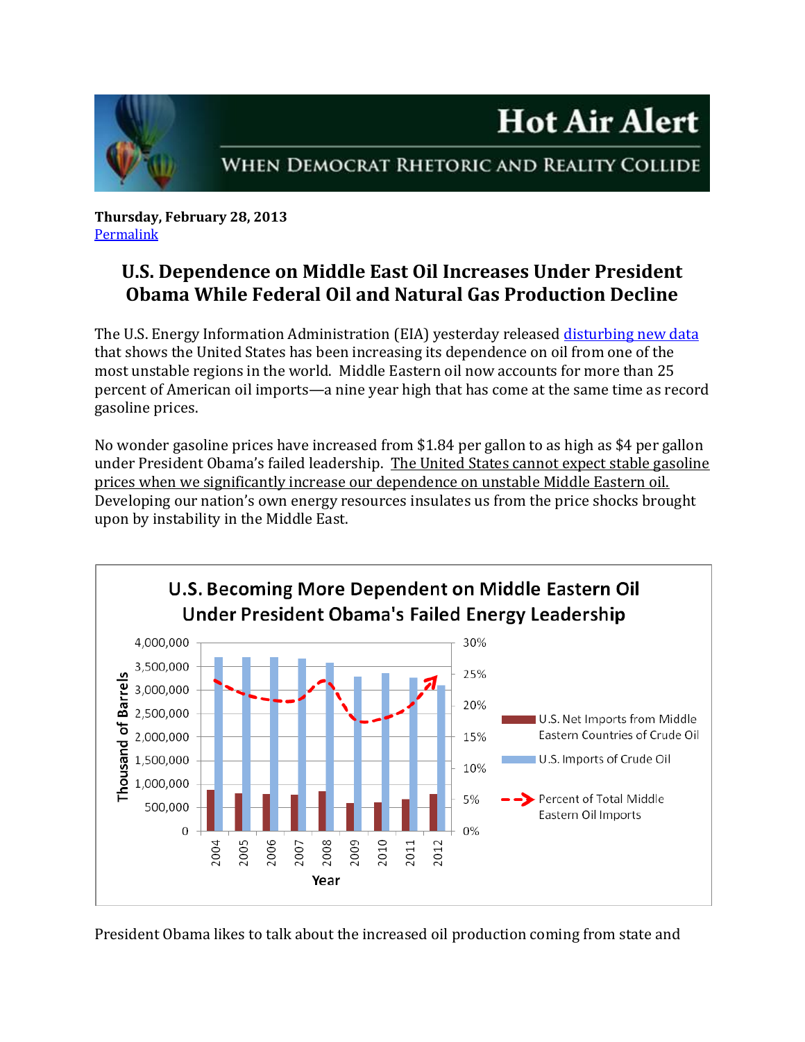# Hot Air Alert

WHEN DEMOCRAT RHETORIC AND REALITY COLLIDE

**Thursday, February 28, 2013**
Permalink

## U.S. Dependence on Middle East Oil Increases Under President Obama While Federal Oil and Natural Gas Production Decline

The U.S. Energy Information Administration (EIA) yesterday released disturbing new data that shows the United States has been increasing its dependence on oil from one of the most unstable regions in the world. Middle Eastern oil now accounts for more than 25 percent of American oil imports—a nine year high that has come at the same time as record gasoline prices.

No wonder gasoline prices have increased from $1.84 per gallon to as high as $4 per gallon under President Obama's failed leadership. The United States cannot expect stable gasoline prices when we significantly increase our dependence on unstable Middle Eastern oil. Developing our nation's own energy resources insulates us from the price shocks brought upon by instability in the Middle East.

U.S. Becoming More Dependent on Middle Eastern Oil Under President Obama's Failed Energy Leadership

President Obama likes to talk about the increased oil production coming from state and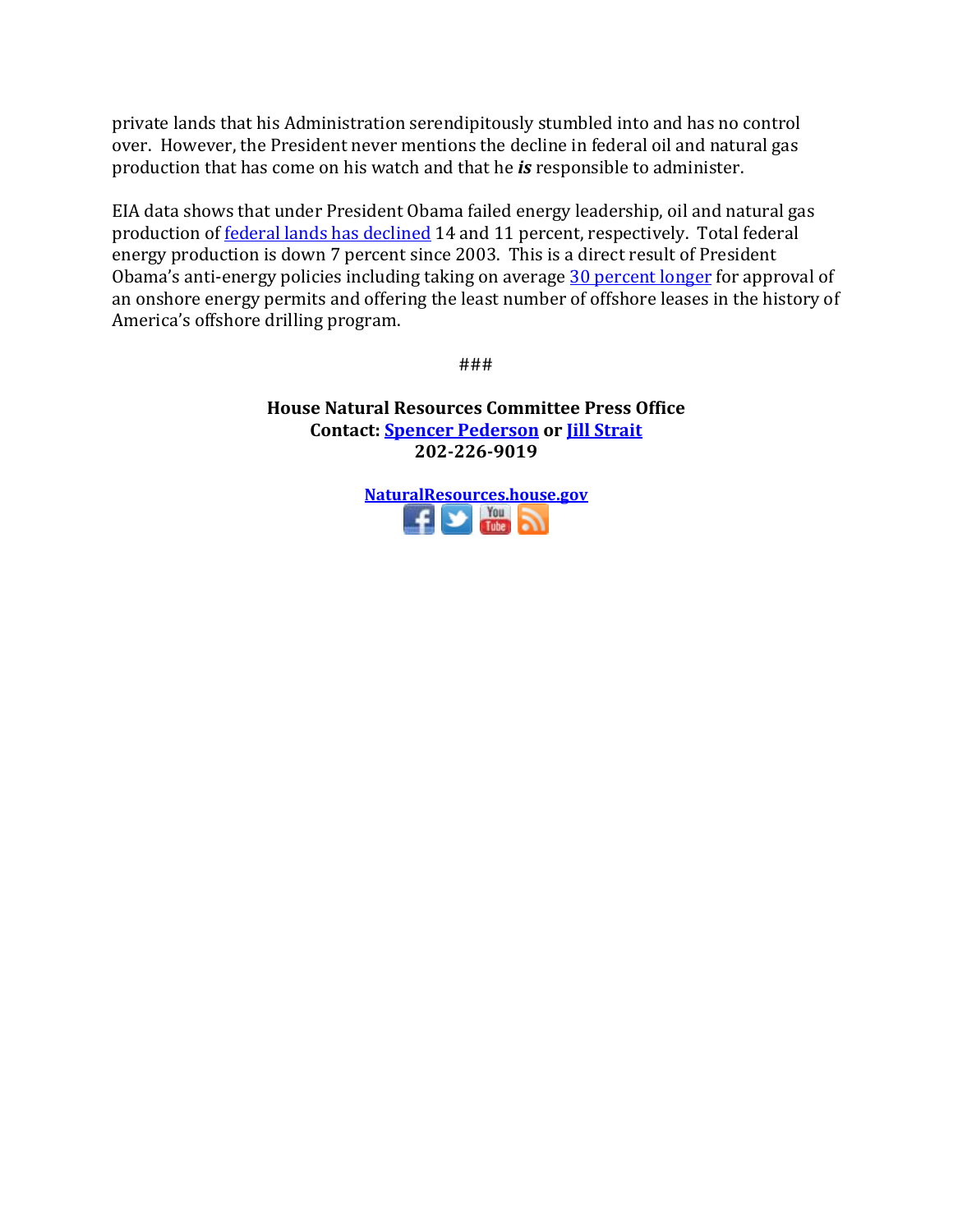private lands that his Administration serendipitously stumbled into and has no control over. However, the President never mentions the decline in federal oil and natural gas production that has come on his watch and that he ***is*** responsible to administer.

EIA data shows that under President Obama failed energy leadership, oil and natural gas production of federal lands has declined 14 and 11 percent, respectively. Total federal energy production is down 7 percent since 2003. This is a direct result of President Obama's anti-energy policies including taking on average 30 percent longer for approval of an onshore energy permits and offering the least number of offshore leases in the history of America's offshore drilling program.

###

**House Natural Resources Committee Press Office**
**Contact: Spencer Pederson or Jill Strait**
**202-226-9019**

**NaturalResources.house.gov**